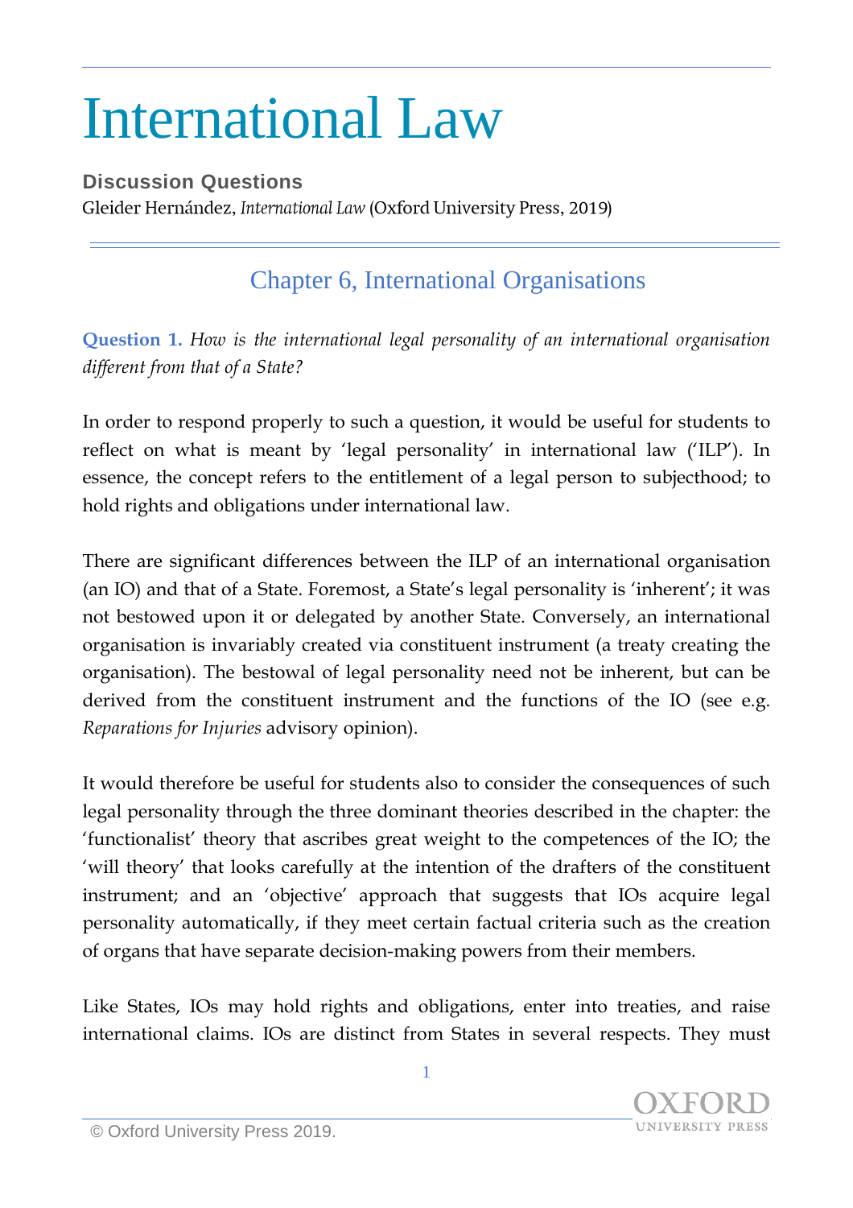# International Law

**Discussion Questions**

Gleider Hernández, *International Law* (Oxford University Press, 2019)

## Chapter 6, International Organisations

**Question 1.** *How is the international legal personality of an international organisation different from that of a State?*

In order to respond properly to such a question, it would be useful for students to reflect on what is meant by 'legal personality' in international law ('ILP'). In essence, the concept refers to the entitlement of a legal person to subjecthood; to hold rights and obligations under international law.

There are significant differences between the ILP of an international organisation (an IO) and that of a State. Foremost, a State's legal personality is 'inherent'; it was not bestowed upon it or delegated by another State. Conversely, an international organisation is invariably created via constituent instrument (a treaty creating the organisation). The bestowal of legal personality need not be inherent, but can be derived from the constituent instrument and the functions of the IO (see e.g. *Reparations for Injuries* advisory opinion).

It would therefore be useful for students also to consider the consequences of such legal personality through the three dominant theories described in the chapter: the 'functionalist' theory that ascribes great weight to the competences of the IO; the 'will theory' that looks carefully at the intention of the drafters of the constituent instrument; and an 'objective' approach that suggests that IOs acquire legal personality automatically, if they meet certain factual criteria such as the creation of organs that have separate decision-making powers from their members.

Like States, IOs may hold rights and obligations, enter into treaties, and raise international claims. IOs are distinct from States in several respects. They must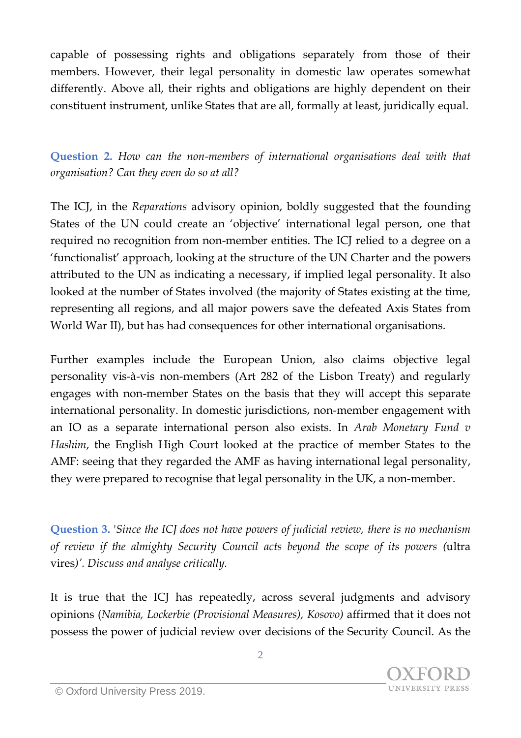capable of possessing rights and obligations separately from those of their members. However, their legal personality in domestic law operates somewhat differently. Above all, their rights and obligations are highly dependent on their constituent instrument, unlike States that are all, formally at least, juridically equal.

**Question 2.** *How can the non-members of international organisations deal with that organisation? Can they even do so at all?*

The ICJ, in the *Reparations* advisory opinion, boldly suggested that the founding States of the UN could create an 'objective' international legal person, one that required no recognition from non-member entities. The ICJ relied to a degree on a 'functionalist' approach, looking at the structure of the UN Charter and the powers attributed to the UN as indicating a necessary, if implied legal personality. It also looked at the number of States involved (the majority of States existing at the time, representing all regions, and all major powers save the defeated Axis States from World War II), but has had consequences for other international organisations.

Further examples include the European Union, also claims objective legal personality vis-à-vis non-members (Art 282 of the Lisbon Treaty) and regularly engages with non-member States on the basis that they will accept this separate international personality. In domestic jurisdictions, non-member engagement with an IO as a separate international person also exists. In *Arab Monetary Fund v Hashim*, the English High Court looked at the practice of member States to the AMF: seeing that they regarded the AMF as having international legal personality, they were prepared to recognise that legal personality in the UK, a non-member.

**Question 3.** *'Since the ICJ does not have powers of judicial review, there is no mechanism of review if the almighty Security Council acts beyond the scope of its powers (*ultra vires*)'. Discuss and analyse critically.*

It is true that the ICJ has repeatedly, across several judgments and advisory opinions (*Namibia, Lockerbie (Provisional Measures), Kosovo)* affirmed that it does not possess the power of judicial review over decisions of the Security Council. As the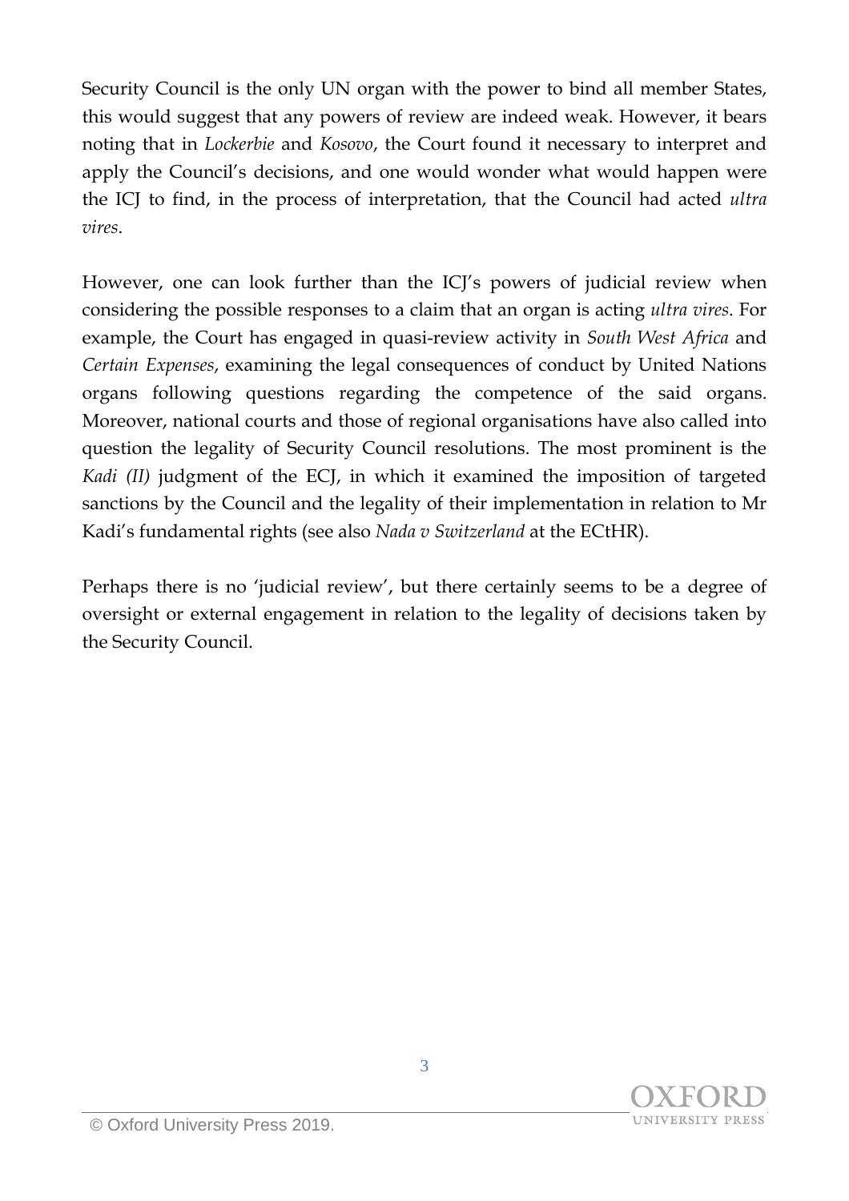Security Council is the only UN organ with the power to bind all member States, this would suggest that any powers of review are indeed weak. However, it bears noting that in *Lockerbie* and *Kosovo*, the Court found it necessary to interpret and apply the Council's decisions, and one would wonder what would happen were the ICJ to find, in the process of interpretation, that the Council had acted *ultra vires*.

However, one can look further than the ICJ's powers of judicial review when considering the possible responses to a claim that an organ is acting *ultra vires*. For example, the Court has engaged in quasi-review activity in *South West Africa* and *Certain Expenses*, examining the legal consequences of conduct by United Nations organs following questions regarding the competence of the said organs. Moreover, national courts and those of regional organisations have also called into question the legality of Security Council resolutions. The most prominent is the *Kadi (II)* judgment of the ECJ, in which it examined the imposition of targeted sanctions by the Council and the legality of their implementation in relation to Mr Kadi's fundamental rights (see also *Nada v Switzerland* at the ECtHR).

Perhaps there is no 'judicial review', but there certainly seems to be a degree of oversight or external engagement in relation to the legality of decisions taken by the Security Council.